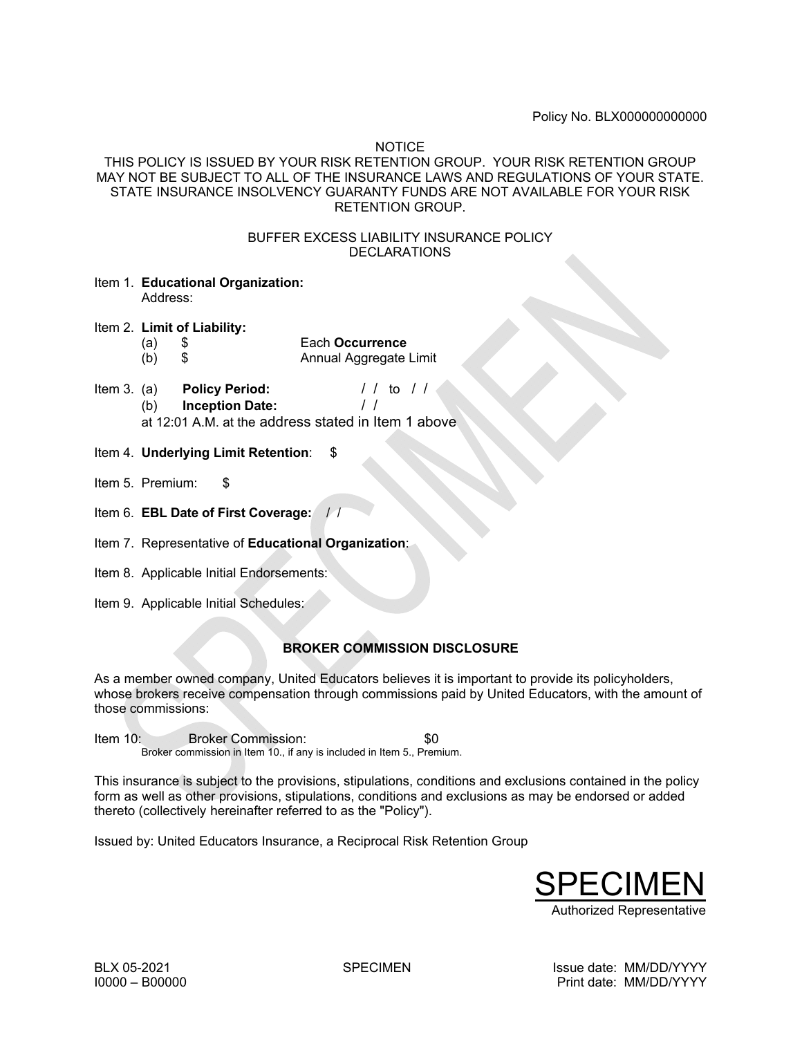Policy No. BLX000000000000

NOTICE
THIS POLICY IS ISSUED BY YOUR RISK RETENTION GROUP. YOUR RISK RETENTION GROUP MAY NOT BE SUBJECT TO ALL OF THE INSURANCE LAWS AND REGULATIONS OF YOUR STATE. STATE INSURANCE INSOLVENCY GUARANTY FUNDS ARE NOT AVAILABLE FOR YOUR RISK RETENTION GROUP.

BUFFER EXCESS LIABILITY INSURANCE POLICY
DECLARATIONS

Item 1. **Educational Organization:**
Address:

Item 2. **Limit of Liability:**
(a) $ Each **Occurrence**
(b) $ Annual Aggregate Limit

Item 3. (a) **Policy Period:** / / to / /
(b) **Inception Date:** / /
at 12:01 A.M. at the address stated in Item 1 above

Item 4. **Underlying Limit Retention**: $

Item 5. Premium: $

Item 6. **EBL Date of First Coverage:** / /

Item 7. Representative of **Educational Organization**:

Item 8. Applicable Initial Endorsements:

Item 9. Applicable Initial Schedules:

**BROKER COMMISSION DISCLOSURE**

As a member owned company, United Educators believes it is important to provide its policyholders, whose brokers receive compensation through commissions paid by United Educators, with the amount of those commissions:

Item 10: Broker Commission: $0
Broker commission in Item 10., if any is included in Item 5., Premium.

This insurance is subject to the provisions, stipulations, conditions and exclusions contained in the policy form as well as other provisions, stipulations, conditions and exclusions as may be endorsed or added thereto (collectively hereinafter referred to as the "Policy").

Issued by: United Educators Insurance, a Reciprocal Risk Retention Group

SPECIMEN
Authorized Representative

BLX 05-2021
I0000 – B00000

SPECIMEN

Issue date: MM/DD/YYYY
Print date: MM/DD/YYYY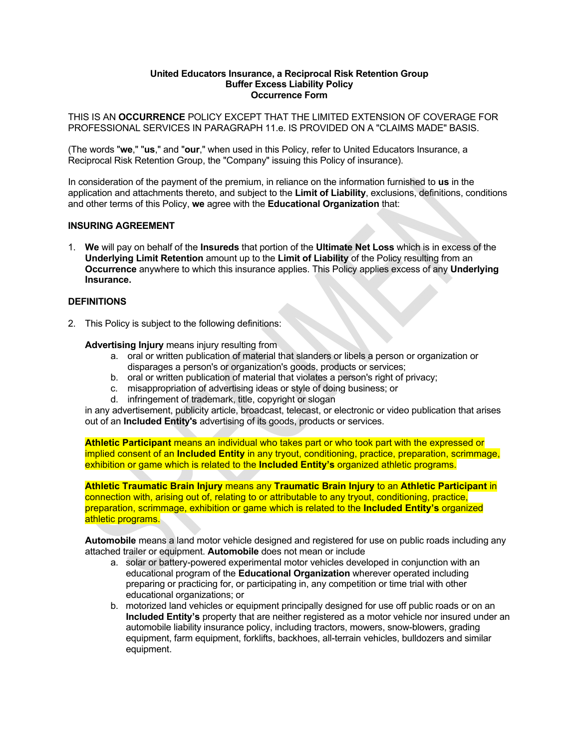**United Educators Insurance, a Reciprocal Risk Retention Group**
**Buffer Excess Liability Policy**
**Occurrence Form**

THIS IS AN **OCCURRENCE** POLICY EXCEPT THAT THE LIMITED EXTENSION OF COVERAGE FOR PROFESSIONAL SERVICES IN PARAGRAPH 11.e. IS PROVIDED ON A "CLAIMS MADE" BASIS.

(The words "**we**," "**us**," and "**our**," when used in this Policy, refer to United Educators Insurance, a Reciprocal Risk Retention Group, the "Company" issuing this Policy of insurance).

In consideration of the payment of the premium, in reliance on the information furnished to **us** in the application and attachments thereto, and subject to the **Limit of Liability**, exclusions, definitions, conditions and other terms of this Policy, **we** agree with the **Educational Organization** that:

## INSURING AGREEMENT

1. **We** will pay on behalf of the **Insureds** that portion of the **Ultimate Net Loss** which is in excess of the **Underlying Limit Retention** amount up to the **Limit of Liability** of the Policy resulting from an **Occurrence** anywhere to which this insurance applies. This Policy applies excess of any **Underlying Insurance.**

## DEFINITIONS

2. This Policy is subject to the following definitions:

   **Advertising Injury** means injury resulting from
   a. oral or written publication of material that slanders or libels a person or organization or disparages a person's or organization's goods, products or services;
   b. oral or written publication of material that violates a person's right of privacy;
   c. misappropriation of advertising ideas or style of doing business; or
   d. infringement of trademark, title, copyright or slogan

   in any advertisement, publicity article, broadcast, telecast, or electronic or video publication that arises out of an **Included Entity's** advertising of its goods, products or services.

   **Athletic Participant** means an individual who takes part or who took part with the expressed or implied consent of an **Included Entity** in any tryout, conditioning, practice, preparation, scrimmage, exhibition or game which is related to the **Included Entity's** organized athletic programs.

   **Athletic Traumatic Brain Injury** means any **Traumatic Brain Injury** to an **Athletic Participant** in connection with, arising out of, relating to or attributable to any tryout, conditioning, practice, preparation, scrimmage, exhibition or game which is related to the **Included Entity's** organized athletic programs.

   **Automobile** means a land motor vehicle designed and registered for use on public roads including any attached trailer or equipment. **Automobile** does not mean or include
   a. solar or battery-powered experimental motor vehicles developed in conjunction with an educational program of the **Educational Organization** wherever operated including preparing or practicing for, or participating in, any competition or time trial with other educational organizations; or
   b. motorized land vehicles or equipment principally designed for use off public roads or on an **Included Entity's** property that are neither registered as a motor vehicle nor insured under an automobile liability insurance policy, including tractors, mowers, snow-blowers, grading equipment, farm equipment, forklifts, backhoes, all-terrain vehicles, bulldozers and similar equipment.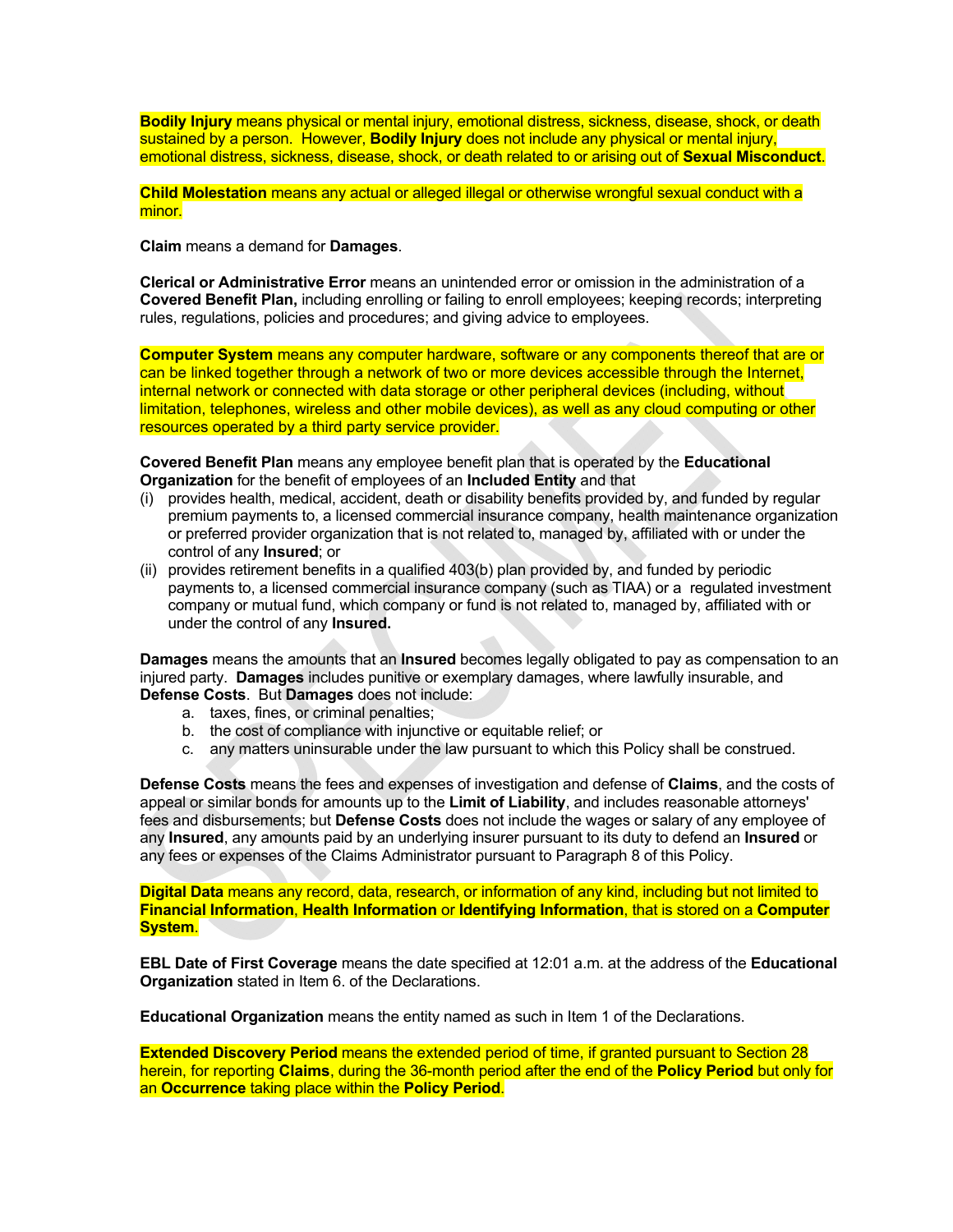**Bodily Injury** means physical or mental injury, emotional distress, sickness, disease, shock, or death sustained by a person. However, **Bodily Injury** does not include any physical or mental injury, emotional distress, sickness, disease, shock, or death related to or arising out of **Sexual Misconduct**.

**Child Molestation** means any actual or alleged illegal or otherwise wrongful sexual conduct with a minor.

**Claim** means a demand for **Damages**.

**Clerical or Administrative Error** means an unintended error or omission in the administration of a **Covered Benefit Plan,** including enrolling or failing to enroll employees; keeping records; interpreting rules, regulations, policies and procedures; and giving advice to employees.

**Computer System** means any computer hardware, software or any components thereof that are or can be linked together through a network of two or more devices accessible through the Internet, internal network or connected with data storage or other peripheral devices (including, without limitation, telephones, wireless and other mobile devices), as well as any cloud computing or other resources operated by a third party service provider.

**Covered Benefit Plan** means any employee benefit plan that is operated by the **Educational Organization** for the benefit of employees of an **Included Entity** and that

(i) provides health, medical, accident, death or disability benefits provided by, and funded by regular premium payments to, a licensed commercial insurance company, health maintenance organization or preferred provider organization that is not related to, managed by, affiliated with or under the control of any **Insured**; or

(ii) provides retirement benefits in a qualified 403(b) plan provided by, and funded by periodic payments to, a licensed commercial insurance company (such as TIAA) or a regulated investment company or mutual fund, which company or fund is not related to, managed by, affiliated with or under the control of any **Insured.**

**Damages** means the amounts that an **Insured** becomes legally obligated to pay as compensation to an injured party. **Damages** includes punitive or exemplary damages, where lawfully insurable, and **Defense Costs**. But **Damages** does not include:

a. taxes, fines, or criminal penalties;
b. the cost of compliance with injunctive or equitable relief; or
c. any matters uninsurable under the law pursuant to which this Policy shall be construed.

**Defense Costs** means the fees and expenses of investigation and defense of **Claims**, and the costs of appeal or similar bonds for amounts up to the **Limit of Liability**, and includes reasonable attorneys' fees and disbursements; but **Defense Costs** does not include the wages or salary of any employee of any **Insured**, any amounts paid by an underlying insurer pursuant to its duty to defend an **Insured** or any fees or expenses of the Claims Administrator pursuant to Paragraph 8 of this Policy.

**Digital Data** means any record, data, research, or information of any kind, including but not limited to **Financial Information**, **Health Information** or **Identifying Information**, that is stored on a **Computer System**.

**EBL Date of First Coverage** means the date specified at 12:01 a.m. at the address of the **Educational Organization** stated in Item 6. of the Declarations.

**Educational Organization** means the entity named as such in Item 1 of the Declarations.

**Extended Discovery Period** means the extended period of time, if granted pursuant to Section 28 herein, for reporting **Claims**, during the 36-month period after the end of the **Policy Period** but only for an **Occurrence** taking place within the **Policy Period**.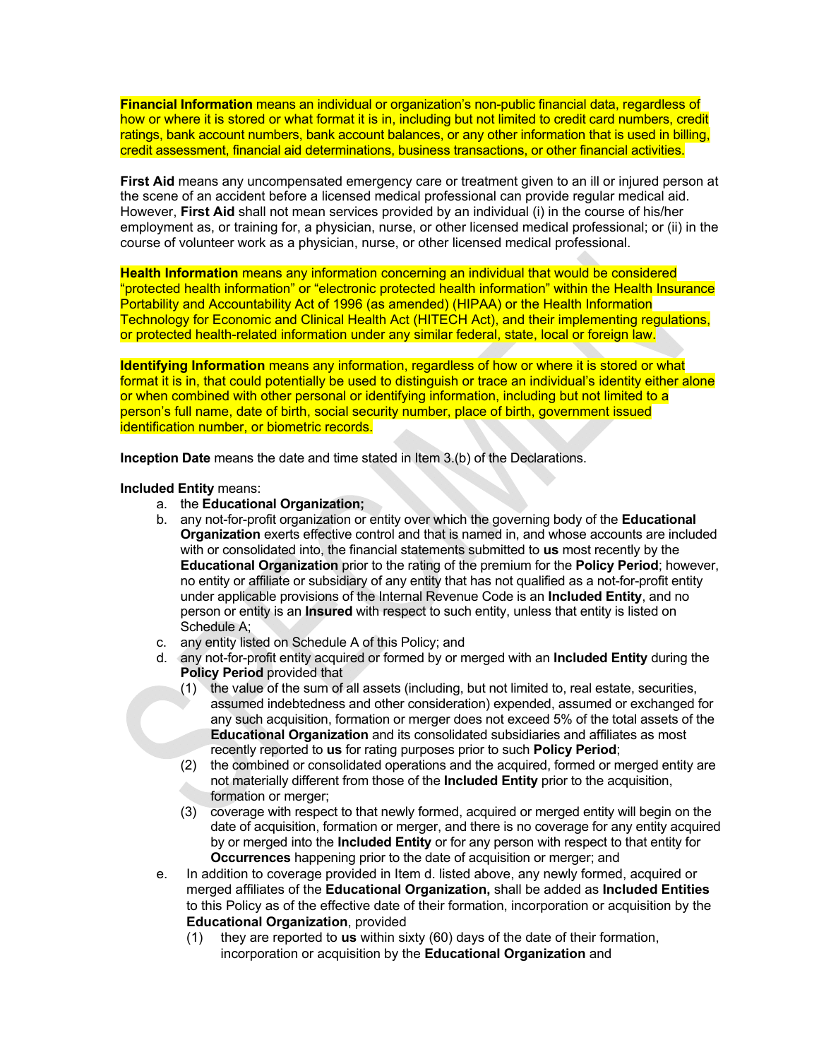**Financial Information** means an individual or organization's non-public financial data, regardless of how or where it is stored or what format it is in, including but not limited to credit card numbers, credit ratings, bank account numbers, bank account balances, or any other information that is used in billing, credit assessment, financial aid determinations, business transactions, or other financial activities.

**First Aid** means any uncompensated emergency care or treatment given to an ill or injured person at the scene of an accident before a licensed medical professional can provide regular medical aid. However, **First Aid** shall not mean services provided by an individual (i) in the course of his/her employment as, or training for, a physician, nurse, or other licensed medical professional; or (ii) in the course of volunteer work as a physician, nurse, or other licensed medical professional.

**Health Information** means any information concerning an individual that would be considered "protected health information" or "electronic protected health information" within the Health Insurance Portability and Accountability Act of 1996 (as amended) (HIPAA) or the Health Information Technology for Economic and Clinical Health Act (HITECH Act), and their implementing regulations, or protected health-related information under any similar federal, state, local or foreign law.

**Identifying Information** means any information, regardless of how or where it is stored or what format it is in, that could potentially be used to distinguish or trace an individual's identity either alone or when combined with other personal or identifying information, including but not limited to a person's full name, date of birth, social security number, place of birth, government issued identification number, or biometric records.

**Inception Date** means the date and time stated in Item 3.(b) of the Declarations.

**Included Entity** means:

a. the **Educational Organization;**

b. any not-for-profit organization or entity over which the governing body of the **Educational Organization** exerts effective control and that is named in, and whose accounts are included with or consolidated into, the financial statements submitted to **us** most recently by the **Educational Organization** prior to the rating of the premium for the **Policy Period**; however, no entity or affiliate or subsidiary of any entity that has not qualified as a not-for-profit entity under applicable provisions of the Internal Revenue Code is an **Included Entity**, and no person or entity is an **Insured** with respect to such entity, unless that entity is listed on Schedule A;

c. any entity listed on Schedule A of this Policy; and

d. any not-for-profit entity acquired or formed by or merged with an **Included Entity** during the **Policy Period** provided that

   (1) the value of the sum of all assets (including, but not limited to, real estate, securities, assumed indebtedness and other consideration) expended, assumed or exchanged for any such acquisition, formation or merger does not exceed 5% of the total assets of the **Educational Organization** and its consolidated subsidiaries and affiliates as most recently reported to **us** for rating purposes prior to such **Policy Period**;

   (2) the combined or consolidated operations and the acquired, formed or merged entity are not materially different from those of the **Included Entity** prior to the acquisition, formation or merger;

   (3) coverage with respect to that newly formed, acquired or merged entity will begin on the date of acquisition, formation or merger, and there is no coverage for any entity acquired by or merged into the **Included Entity** or for any person with respect to that entity for **Occurrences** happening prior to the date of acquisition or merger; and

e. In addition to coverage provided in Item d. listed above, any newly formed, acquired or merged affiliates of the **Educational Organization,** shall be added as **Included Entities** to this Policy as of the effective date of their formation, incorporation or acquisition by the **Educational Organization**, provided

   (1) they are reported to **us** within sixty (60) days of the date of their formation, incorporation or acquisition by the **Educational Organization** and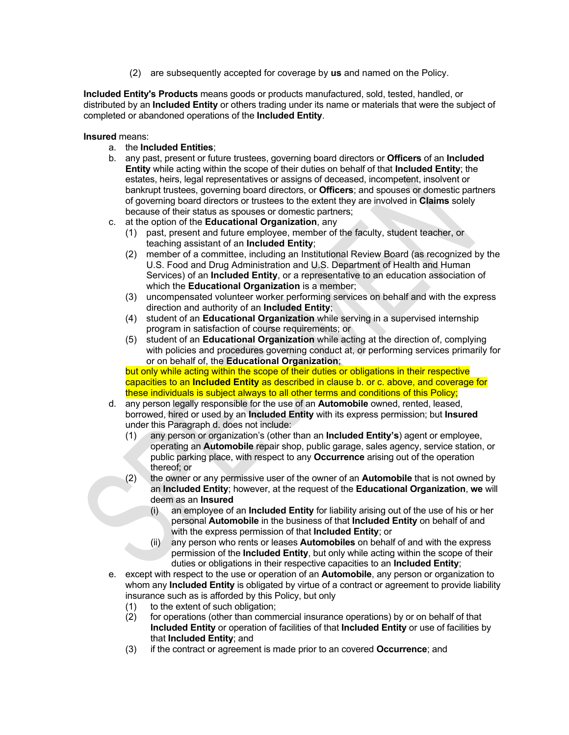(2) are subsequently accepted for coverage by **us** and named on the Policy.

**Included Entity's Products** means goods or products manufactured, sold, tested, handled, or distributed by an **Included Entity** or others trading under its name or materials that were the subject of completed or abandoned operations of the **Included Entity**.

**Insured** means:

a. the **Included Entities**;

b. any past, present or future trustees, governing board directors or **Officers** of an **Included Entity** while acting within the scope of their duties on behalf of that **Included Entity**; the estates, heirs, legal representatives or assigns of deceased, incompetent, insolvent or bankrupt trustees, governing board directors, or **Officers**; and spouses or domestic partners of governing board directors or trustees to the extent they are involved in **Claims** solely because of their status as spouses or domestic partners;

c. at the option of the **Educational Organization**, any
   (1) past, present and future employee, member of the faculty, student teacher, or teaching assistant of an **Included Entity**;
   (2) member of a committee, including an Institutional Review Board (as recognized by the U.S. Food and Drug Administration and U.S. Department of Health and Human Services) of an **Included Entity**, or a representative to an education association of which the **Educational Organization** is a member;
   (3) uncompensated volunteer worker performing services on behalf and with the express direction and authority of an **Included Entity**;
   (4) student of an **Educational Organization** while serving in a supervised internship program in satisfaction of course requirements; or
   (5) student of an **Educational Organization** while acting at the direction of, complying with policies and procedures governing conduct at, or performing services primarily for or on behalf of, the **Educational Organization**;

   but only while acting within the scope of their duties or obligations in their respective capacities to an **Included Entity** as described in clause b. or c. above, and coverage for these individuals is subject always to all other terms and conditions of this Policy;

d. any person legally responsible for the use of an **Automobile** owned, rented, leased, borrowed, hired or used by an **Included Entity** with its express permission; but **Insured** under this Paragraph d. does not include:
   (1) any person or organization's (other than an **Included Entity's**) agent or employee, operating an **Automobile** repair shop, public garage, sales agency, service station, or public parking place, with respect to any **Occurrence** arising out of the operation thereof; or
   (2) the owner or any permissive user of the owner of an **Automobile** that is not owned by an **Included Entity**; however, at the request of the **Educational Organization**, **we** will deem as an **Insured**
      (i) an employee of an **Included Entity** for liability arising out of the use of his or her personal **Automobile** in the business of that **Included Entity** on behalf of and with the express permission of that **Included Entity**; or
      (ii) any person who rents or leases **Automobiles** on behalf of and with the express permission of the **Included Entity**, but only while acting within the scope of their duties or obligations in their respective capacities to an **Included Entity**;

e. except with respect to the use or operation of an **Automobile**, any person or organization to whom any **Included Entity** is obligated by virtue of a contract or agreement to provide liability insurance such as is afforded by this Policy, but only
   (1) to the extent of such obligation;
   (2) for operations (other than commercial insurance operations) by or on behalf of that **Included Entity** or operation of facilities of that **Included Entity** or use of facilities by that **Included Entity**; and
   (3) if the contract or agreement is made prior to an covered **Occurrence**; and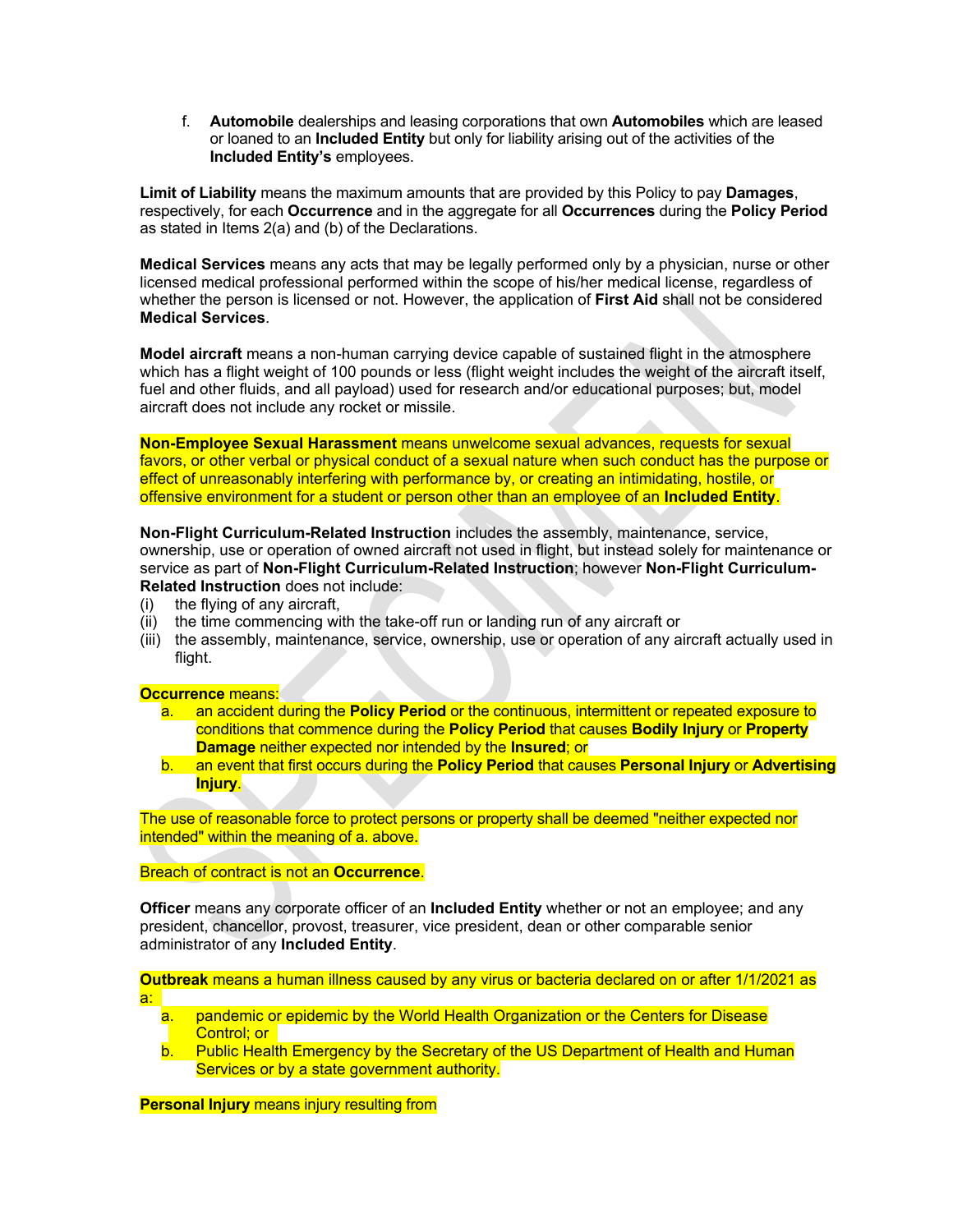f. **Automobile** dealerships and leasing corporations that own **Automobiles** which are leased or loaned to an **Included Entity** but only for liability arising out of the activities of the **Included Entity's** employees.

**Limit of Liability** means the maximum amounts that are provided by this Policy to pay **Damages**, respectively, for each **Occurrence** and in the aggregate for all **Occurrences** during the **Policy Period** as stated in Items 2(a) and (b) of the Declarations.

**Medical Services** means any acts that may be legally performed only by a physician, nurse or other licensed medical professional performed within the scope of his/her medical license, regardless of whether the person is licensed or not. However, the application of **First Aid** shall not be considered **Medical Services**.

**Model aircraft** means a non-human carrying device capable of sustained flight in the atmosphere which has a flight weight of 100 pounds or less (flight weight includes the weight of the aircraft itself, fuel and other fluids, and all payload) used for research and/or educational purposes; but, model aircraft does not include any rocket or missile.

**Non-Employee Sexual Harassment** means unwelcome sexual advances, requests for sexual favors, or other verbal or physical conduct of a sexual nature when such conduct has the purpose or effect of unreasonably interfering with performance by, or creating an intimidating, hostile, or offensive environment for a student or person other than an employee of an **Included Entity**.

**Non-Flight Curriculum-Related Instruction** includes the assembly, maintenance, service, ownership, use or operation of owned aircraft not used in flight, but instead solely for maintenance or service as part of **Non-Flight Curriculum-Related Instruction**; however **Non-Flight Curriculum-Related Instruction** does not include:

(i) the flying of any aircraft,
(ii) the time commencing with the take-off run or landing run of any aircraft or
(iii) the assembly, maintenance, service, ownership, use or operation of any aircraft actually used in flight.

**Occurrence** means:

a. an accident during the **Policy Period** or the continuous, intermittent or repeated exposure to conditions that commence during the **Policy Period** that causes **Bodily Injury** or **Property Damage** neither expected nor intended by the **Insured**; or
b. an event that first occurs during the **Policy Period** that causes **Personal Injury** or **Advertising Injury**.

The use of reasonable force to protect persons or property shall be deemed "neither expected nor intended" within the meaning of a. above.

Breach of contract is not an **Occurrence**.

**Officer** means any corporate officer of an **Included Entity** whether or not an employee; and any president, chancellor, provost, treasurer, vice president, dean or other comparable senior administrator of any **Included Entity**.

**Outbreak** means a human illness caused by any virus or bacteria declared on or after 1/1/2021 as a:

a. pandemic or epidemic by the World Health Organization or the Centers for Disease Control; or
b. Public Health Emergency by the Secretary of the US Department of Health and Human Services or by a state government authority.

**Personal Injury** means injury resulting from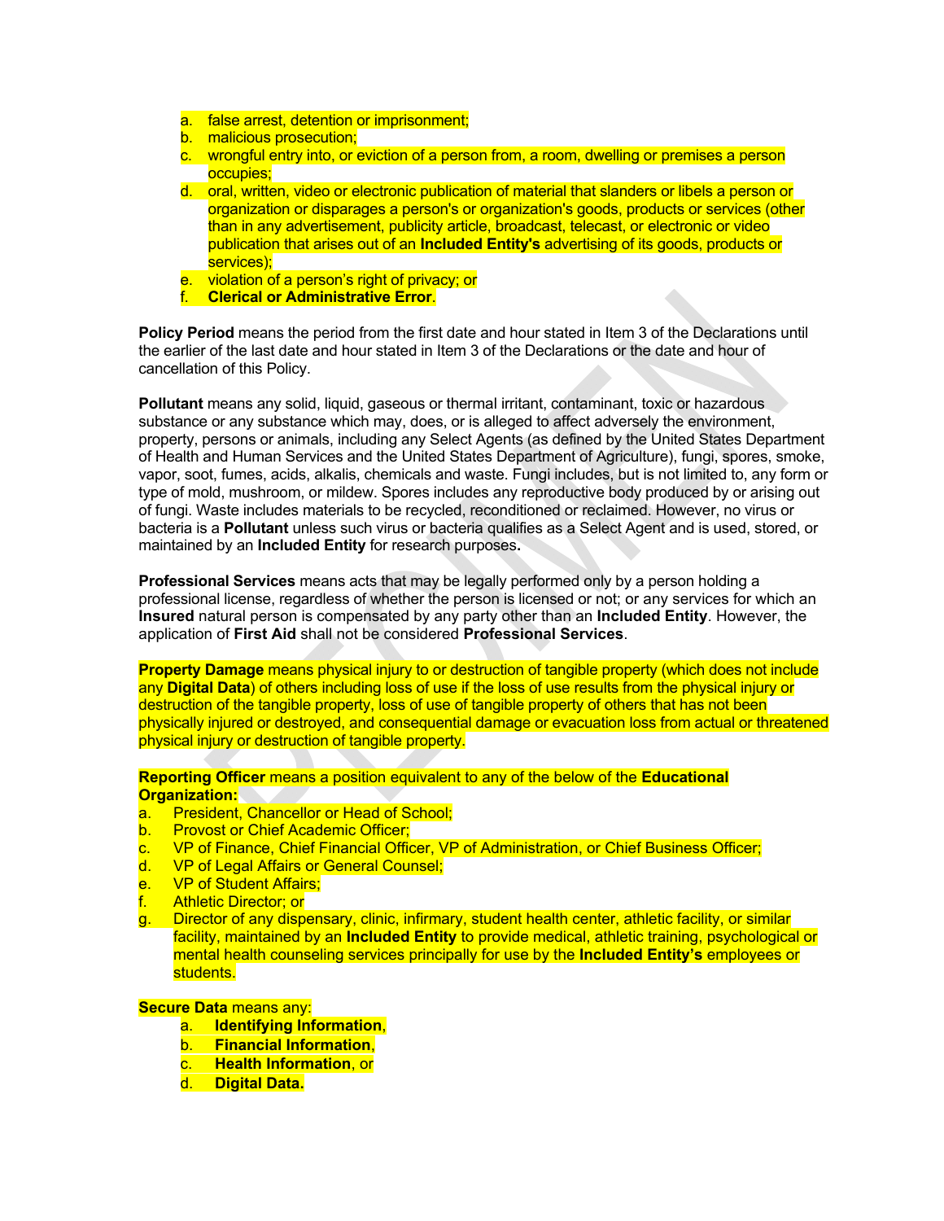a. false arrest, detention or imprisonment;
b. malicious prosecution;
c. wrongful entry into, or eviction of a person from, a room, dwelling or premises a person occupies;
d. oral, written, video or electronic publication of material that slanders or libels a person or organization or disparages a person's or organization's goods, products or services (other than in any advertisement, publicity article, broadcast, telecast, or electronic or video publication that arises out of an **Included Entity's** advertising of its goods, products or services);
e. violation of a person's right of privacy; or
f. **Clerical or Administrative Error**.

**Policy Period** means the period from the first date and hour stated in Item 3 of the Declarations until the earlier of the last date and hour stated in Item 3 of the Declarations or the date and hour of cancellation of this Policy.

**Pollutant** means any solid, liquid, gaseous or thermal irritant, contaminant, toxic or hazardous substance or any substance which may, does, or is alleged to affect adversely the environment, property, persons or animals, including any Select Agents (as defined by the United States Department of Health and Human Services and the United States Department of Agriculture), fungi, spores, smoke, vapor, soot, fumes, acids, alkalis, chemicals and waste. Fungi includes, but is not limited to, any form or type of mold, mushroom, or mildew. Spores includes any reproductive body produced by or arising out of fungi. Waste includes materials to be recycled, reconditioned or reclaimed. However, no virus or bacteria is a **Pollutant** unless such virus or bacteria qualifies as a Select Agent and is used, stored, or maintained by an **Included Entity** for research purposes**.**

**Professional Services** means acts that may be legally performed only by a person holding a professional license, regardless of whether the person is licensed or not; or any services for which an **Insured** natural person is compensated by any party other than an **Included Entity**. However, the application of **First Aid** shall not be considered **Professional Services**.

**Property Damage** means physical injury to or destruction of tangible property (which does not include any **Digital Data**) of others including loss of use if the loss of use results from the physical injury or destruction of the tangible property, loss of use of tangible property of others that has not been physically injured or destroyed, and consequential damage or evacuation loss from actual or threatened physical injury or destruction of tangible property.

**Reporting Officer** means a position equivalent to any of the below of the **Educational Organization:**

a. President, Chancellor or Head of School;
b. Provost or Chief Academic Officer;
c. VP of Finance, Chief Financial Officer, VP of Administration, or Chief Business Officer;
d. VP of Legal Affairs or General Counsel;
e. VP of Student Affairs;
f. Athletic Director; or
g. Director of any dispensary, clinic, infirmary, student health center, athletic facility, or similar facility, maintained by an **Included Entity** to provide medical, athletic training, psychological or mental health counseling services principally for use by the **Included Entity's** employees or students.

**Secure Data** means any:

a. **Identifying Information**,
b. **Financial Information**,
c. **Health Information**, or
d. **Digital Data.**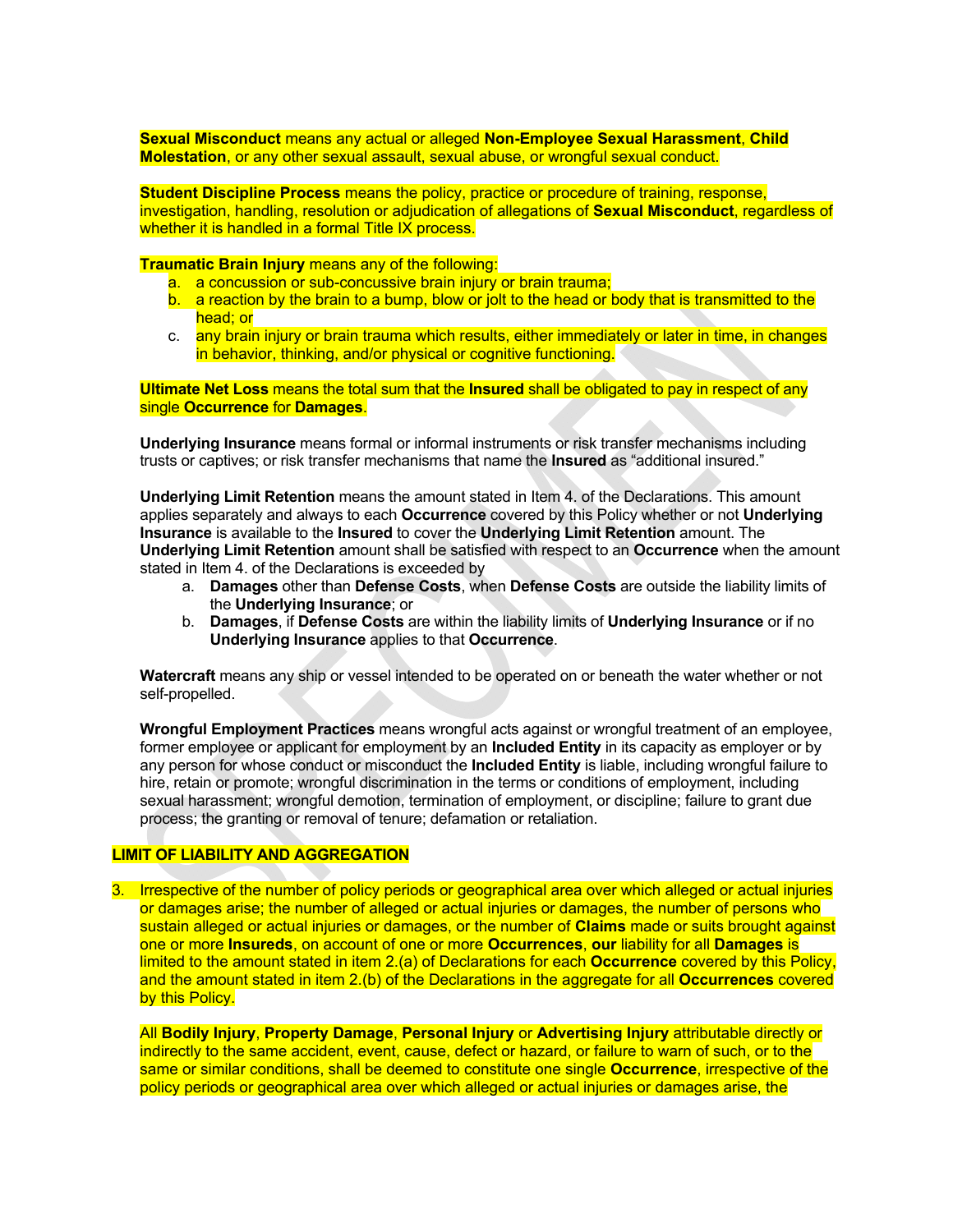**Sexual Misconduct** means any actual or alleged **Non-Employee Sexual Harassment**, **Child Molestation**, or any other sexual assault, sexual abuse, or wrongful sexual conduct.

**Student Discipline Process** means the policy, practice or procedure of training, response, investigation, handling, resolution or adjudication of allegations of **Sexual Misconduct**, regardless of whether it is handled in a formal Title IX process.

**Traumatic Brain Injury** means any of the following:

a. a concussion or sub-concussive brain injury or brain trauma;
b. a reaction by the brain to a bump, blow or jolt to the head or body that is transmitted to the head; or
c. any brain injury or brain trauma which results, either immediately or later in time, in changes in behavior, thinking, and/or physical or cognitive functioning.

**Ultimate Net Loss** means the total sum that the **Insured** shall be obligated to pay in respect of any single **Occurrence** for **Damages**.

**Underlying Insurance** means formal or informal instruments or risk transfer mechanisms including trusts or captives; or risk transfer mechanisms that name the **Insured** as "additional insured."

**Underlying Limit Retention** means the amount stated in Item 4. of the Declarations. This amount applies separately and always to each **Occurrence** covered by this Policy whether or not **Underlying Insurance** is available to the **Insured** to cover the **Underlying Limit Retention** amount. The **Underlying Limit Retention** amount shall be satisfied with respect to an **Occurrence** when the amount stated in Item 4. of the Declarations is exceeded by

a. **Damages** other than **Defense Costs**, when **Defense Costs** are outside the liability limits of the **Underlying Insurance**; or
b. **Damages**, if **Defense Costs** are within the liability limits of **Underlying Insurance** or if no **Underlying Insurance** applies to that **Occurrence**.

**Watercraft** means any ship or vessel intended to be operated on or beneath the water whether or not self-propelled.

**Wrongful Employment Practices** means wrongful acts against or wrongful treatment of an employee, former employee or applicant for employment by an **Included Entity** in its capacity as employer or by any person for whose conduct or misconduct the **Included Entity** is liable, including wrongful failure to hire, retain or promote; wrongful discrimination in the terms or conditions of employment, including sexual harassment; wrongful demotion, termination of employment, or discipline; failure to grant due process; the granting or removal of tenure; defamation or retaliation.

## LIMIT OF LIABILITY AND AGGREGATION

3. Irrespective of the number of policy periods or geographical area over which alleged or actual injuries or damages arise; the number of alleged or actual injuries or damages, the number of persons who sustain alleged or actual injuries or damages, or the number of **Claims** made or suits brought against one or more **Insureds**, on account of one or more **Occurrences**, **our** liability for all **Damages** is limited to the amount stated in item 2.(a) of Declarations for each **Occurrence** covered by this Policy, and the amount stated in item 2.(b) of the Declarations in the aggregate for all **Occurrences** covered by this Policy.

   All **Bodily Injury**, **Property Damage**, **Personal Injury** or **Advertising Injury** attributable directly or indirectly to the same accident, event, cause, defect or hazard, or failure to warn of such, or to the same or similar conditions, shall be deemed to constitute one single **Occurrence**, irrespective of the policy periods or geographical area over which alleged or actual injuries or damages arise, the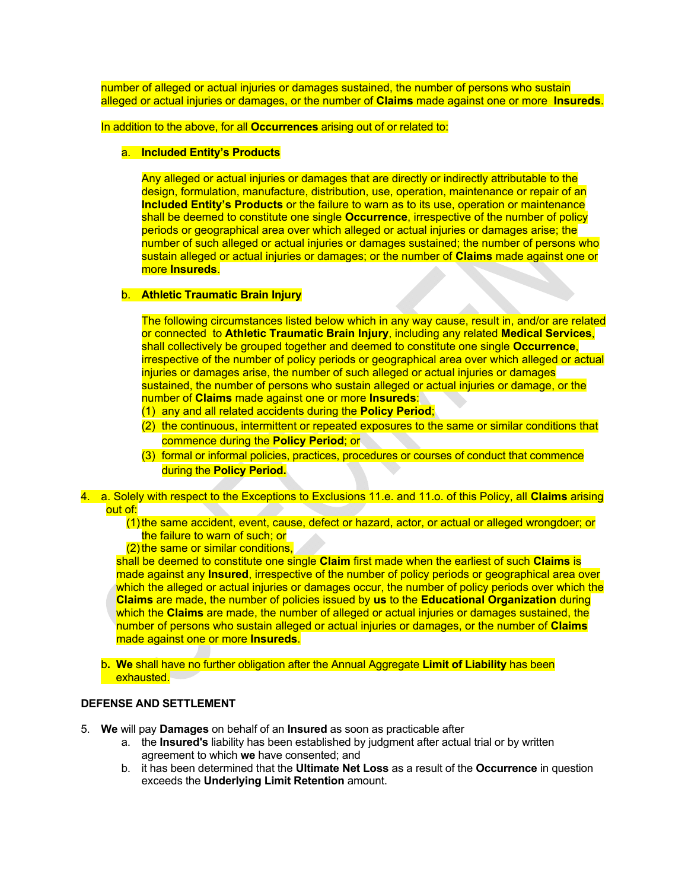number of alleged or actual injuries or damages sustained, the number of persons who sustain alleged or actual injuries or damages, or the number of **Claims** made against one or more **Insureds**.

In addition to the above, for all **Occurrences** arising out of or related to:

a. **Included Entity's Products**

Any alleged or actual injuries or damages that are directly or indirectly attributable to the design, formulation, manufacture, distribution, use, operation, maintenance or repair of an **Included Entity's Products** or the failure to warn as to its use, operation or maintenance shall be deemed to constitute one single **Occurrence**, irrespective of the number of policy periods or geographical area over which alleged or actual injuries or damages arise; the number of such alleged or actual injuries or damages sustained; the number of persons who sustain alleged or actual injuries or damages; or the number of **Claims** made against one or more **Insureds**.

b. **Athletic Traumatic Brain Injury**

The following circumstances listed below which in any way cause, result in, and/or are related or connected to **Athletic Traumatic Brain Injury**, including any related **Medical Services**, shall collectively be grouped together and deemed to constitute one single **Occurrence**, irrespective of the number of policy periods or geographical area over which alleged or actual injuries or damages arise, the number of such alleged or actual injuries or damages sustained, the number of persons who sustain alleged or actual injuries or damage, or the number of **Claims** made against one or more **Insureds**:

(1) any and all related accidents during the **Policy Period**;

(2) the continuous, intermittent or repeated exposures to the same or similar conditions that commence during the **Policy Period**; or

(3) formal or informal policies, practices, procedures or courses of conduct that commence during the **Policy Period.**

4. a. Solely with respect to the Exceptions to Exclusions 11.e. and 11.o. of this Policy, all **Claims** arising out of:

   (1) the same accident, event, cause, defect or hazard, actor, or actual or alleged wrongdoer; or the failure to warn of such; or

   (2) the same or similar conditions,

   shall be deemed to constitute one single **Claim** first made when the earliest of such **Claims** is made against any **Insured**, irrespective of the number of policy periods or geographical area over which the alleged or actual injuries or damages occur, the number of policy periods over which the **Claims** are made, the number of policies issued by **us** to the **Educational Organization** during which the **Claims** are made, the number of alleged or actual injuries or damages sustained, the number of persons who sustain alleged or actual injuries or damages, or the number of **Claims** made against one or more **Insureds**.

   b. **We** shall have no further obligation after the Annual Aggregate **Limit of Liability** has been exhausted.

**DEFENSE AND SETTLEMENT**

5. **We** will pay **Damages** on behalf of an **Insured** as soon as practicable after

   a. the **Insured's** liability has been established by judgment after actual trial or by written agreement to which **we** have consented; and

   b. it has been determined that the **Ultimate Net Loss** as a result of the **Occurrence** in question exceeds the **Underlying Limit Retention** amount.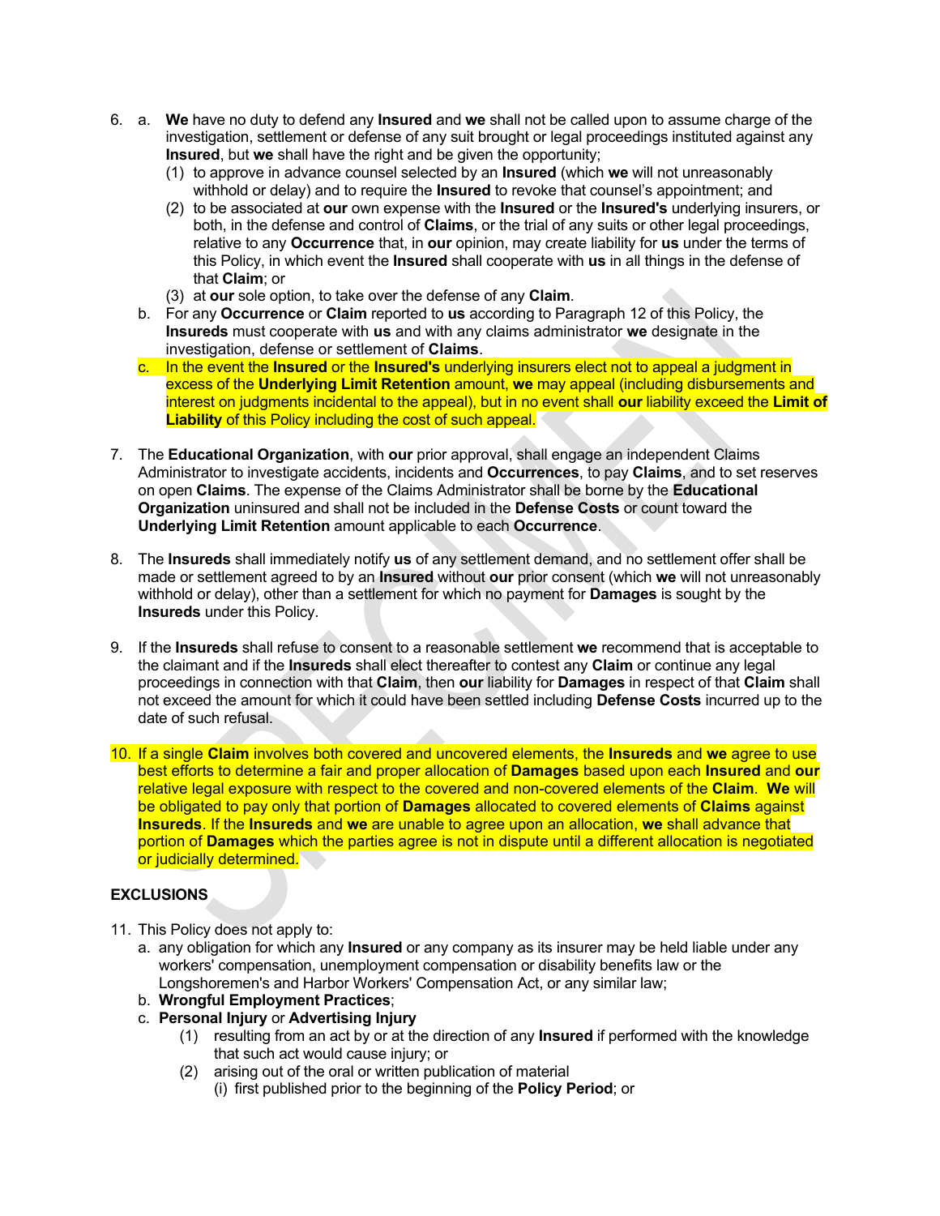6. a. **We** have no duty to defend any **Insured** and **we** shall not be called upon to assume charge of the investigation, settlement or defense of any suit brought or legal proceedings instituted against any **Insured**, but **we** shall have the right and be given the opportunity;
   (1) to approve in advance counsel selected by an **Insured** (which **we** will not unreasonably withhold or delay) and to require the **Insured** to revoke that counsel's appointment; and
   (2) to be associated at **our** own expense with the **Insured** or the **Insured's** underlying insurers, or both, in the defense and control of **Claims**, or the trial of any suits or other legal proceedings, relative to any **Occurrence** that, in **our** opinion, may create liability for **us** under the terms of this Policy, in which event the **Insured** shall cooperate with **us** in all things in the defense of that **Claim**; or
   (3) at **our** sole option, to take over the defense of any **Claim**.

   b. For any **Occurrence** or **Claim** reported to **us** according to Paragraph 12 of this Policy, the **Insureds** must cooperate with **us** and with any claims administrator **we** designate in the investigation, defense or settlement of **Claims**.

   c. In the event the **Insured** or the **Insured's** underlying insurers elect not to appeal a judgment in excess of the **Underlying Limit Retention** amount, **we** may appeal (including disbursements and interest on judgments incidental to the appeal), but in no event shall **our** liability exceed the **Limit of Liability** of this Policy including the cost of such appeal.

7. The **Educational Organization**, with **our** prior approval, shall engage an independent Claims Administrator to investigate accidents, incidents and **Occurrences**, to pay **Claims**, and to set reserves on open **Claims**. The expense of the Claims Administrator shall be borne by the **Educational Organization** uninsured and shall not be included in the **Defense Costs** or count toward the **Underlying Limit Retention** amount applicable to each **Occurrence**.

8. The **Insureds** shall immediately notify **us** of any settlement demand, and no settlement offer shall be made or settlement agreed to by an **Insured** without **our** prior consent (which **we** will not unreasonably withhold or delay), other than a settlement for which no payment for **Damages** is sought by the **Insureds** under this Policy.

9. If the **Insureds** shall refuse to consent to a reasonable settlement **we** recommend that is acceptable to the claimant and if the **Insureds** shall elect thereafter to contest any **Claim** or continue any legal proceedings in connection with that **Claim**, then **our** liability for **Damages** in respect of that **Claim** shall not exceed the amount for which it could have been settled including **Defense Costs** incurred up to the date of such refusal.

10. If a single **Claim** involves both covered and uncovered elements, the **Insureds** and **we** agree to use best efforts to determine a fair and proper allocation of **Damages** based upon each **Insured** and **our** relative legal exposure with respect to the covered and non-covered elements of the **Claim**. **We** will be obligated to pay only that portion of **Damages** allocated to covered elements of **Claims** against **Insureds**. If the **Insureds** and **we** are unable to agree upon an allocation, **we** shall advance that portion of **Damages** which the parties agree is not in dispute until a different allocation is negotiated or judicially determined.

## EXCLUSIONS

11. This Policy does not apply to:
   a. any obligation for which any **Insured** or any company as its insurer may be held liable under any workers' compensation, unemployment compensation or disability benefits law or the Longshoremen's and Harbor Workers' Compensation Act, or any similar law;
   b. **Wrongful Employment Practices**;
   c. **Personal Injury** or **Advertising Injury**
      (1) resulting from an act by or at the direction of any **Insured** if performed with the knowledge that such act would cause injury; or
      (2) arising out of the oral or written publication of material
         (i) first published prior to the beginning of the **Policy Period**; or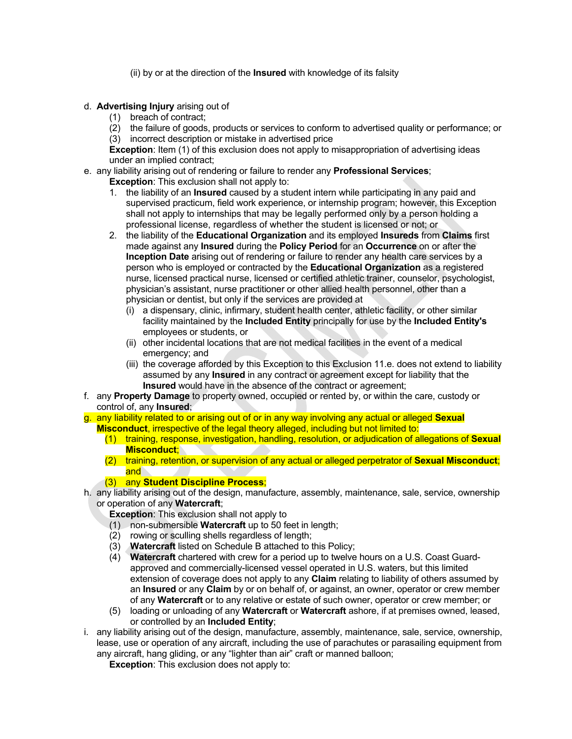(ii) by or at the direction of the **Insured** with knowledge of its falsity

d. **Advertising Injury** arising out of
   (1) breach of contract;
   (2) the failure of goods, products or services to conform to advertised quality or performance; or
   (3) incorrect description or mistake in advertised price

   **Exception**: Item (1) of this exclusion does not apply to misappropriation of advertising ideas under an implied contract;

e. any liability arising out of rendering or failure to render any **Professional Services**;

   **Exception**: This exclusion shall not apply to:

   1. the liability of an **Insured** caused by a student intern while participating in any paid and supervised practicum, field work experience, or internship program; however, this Exception shall not apply to internships that may be legally performed only by a person holding a professional license, regardless of whether the student is licensed or not; or
   2. the liability of the **Educational Organization** and its employed **Insureds** from **Claims** first made against any **Insured** during the **Policy Period** for an **Occurrence** on or after the **Inception Date** arising out of rendering or failure to render any health care services by a person who is employed or contracted by the **Educational Organization** as a registered nurse, licensed practical nurse, licensed or certified athletic trainer, counselor, psychologist, physician's assistant, nurse practitioner or other allied health personnel, other than a physician or dentist, but only if the services are provided at
      (i) a dispensary, clinic, infirmary, student health center, athletic facility, or other similar facility maintained by the **Included Entity** principally for use by the **Included Entity's** employees or students, or
      (ii) other incidental locations that are not medical facilities in the event of a medical emergency; and
      (iii) the coverage afforded by this Exception to this Exclusion 11.e. does not extend to liability assumed by any **Insured** in any contract or agreement except for liability that the **Insured** would have in the absence of the contract or agreement;

f. any **Property Damage** to property owned, occupied or rented by, or within the care, custody or control of, any **Insured**;

g. any liability related to or arising out of or in any way involving any actual or alleged **Sexual Misconduct**, irrespective of the legal theory alleged, including but not limited to:
   (1) training, response, investigation, handling, resolution, or adjudication of allegations of **Sexual Misconduct**;
   (2) training, retention, or supervision of any actual or alleged perpetrator of **Sexual Misconduct**; and
   (3) any **Student Discipline Process**;

h. any liability arising out of the design, manufacture, assembly, maintenance, sale, service, ownership or operation of any **Watercraft**;

   **Exception**: This exclusion shall not apply to
   (1) non-submersible **Watercraft** up to 50 feet in length;
   (2) rowing or sculling shells regardless of length;
   (3) **Watercraft** listed on Schedule B attached to this Policy;
   (4) **Watercraft** chartered with crew for a period up to twelve hours on a U.S. Coast Guard-approved and commercially-licensed vessel operated in U.S. waters, but this limited extension of coverage does not apply to any **Claim** relating to liability of others assumed by an **Insured** or any **Claim** by or on behalf of, or against, an owner, operator or crew member of any **Watercraft** or to any relative or estate of such owner, operator or crew member; or
   (5) loading or unloading of any **Watercraft** or **Watercraft** ashore, if at premises owned, leased, or controlled by an **Included Entity**;

i. any liability arising out of the design, manufacture, assembly, maintenance, sale, service, ownership, lease, use or operation of any aircraft, including the use of parachutes or parasailing equipment from any aircraft, hang gliding, or any "lighter than air" craft or manned balloon;

   **Exception**: This exclusion does not apply to: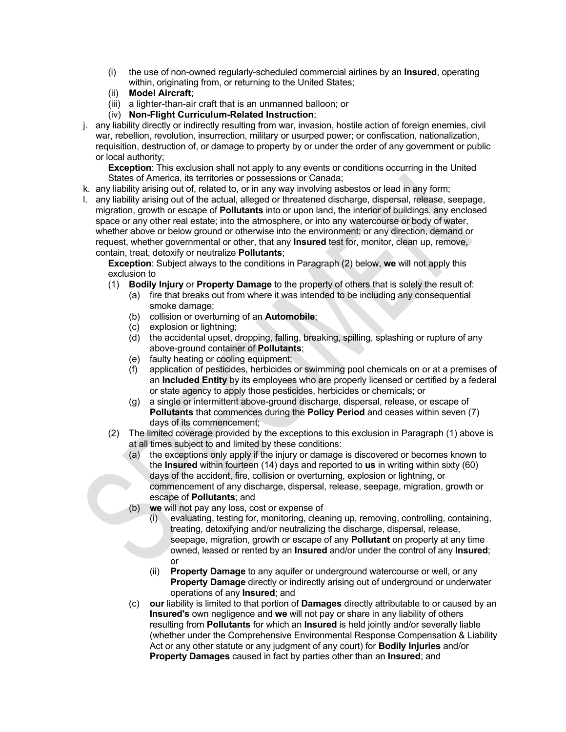(i) the use of non-owned regularly-scheduled commercial airlines by an **Insured**, operating within, originating from, or returning to the United States;
   (ii) **Model Aircraft**;
   (iii) a lighter-than-air craft that is an unmanned balloon; or
   (iv) **Non-Flight Curriculum-Related Instruction**;

j. any liability directly or indirectly resulting from war, invasion, hostile action of foreign enemies, civil war, rebellion, revolution, insurrection, military or usurped power; or confiscation, nationalization, requisition, destruction of, or damage to property by or under the order of any government or public or local authority;

   **Exception**: This exclusion shall not apply to any events or conditions occurring in the United States of America, its territories or possessions or Canada;

k. any liability arising out of, related to, or in any way involving asbestos or lead in any form;

l. any liability arising out of the actual, alleged or threatened discharge, dispersal, release, seepage, migration, growth or escape of **Pollutants** into or upon land, the interior of buildings, any enclosed space or any other real estate; into the atmosphere, or into any watercourse or body of water, whether above or below ground or otherwise into the environment; or any direction, demand or request, whether governmental or other, that any **Insured** test for, monitor, clean up, remove, contain, treat, detoxify or neutralize **Pollutants**;

   **Exception**: Subject always to the conditions in Paragraph (2) below, **we** will not apply this exclusion to

   (1) **Bodily Injury** or **Property Damage** to the property of others that is solely the result of:
      (a) fire that breaks out from where it was intended to be including any consequential smoke damage;
      (b) collision or overturning of an **Automobile**;
      (c) explosion or lightning;
      (d) the accidental upset, dropping, falling, breaking, spilling, splashing or rupture of any above-ground container of **Pollutants**;
      (e) faulty heating or cooling equipment;
      (f) application of pesticides, herbicides or swimming pool chemicals on or at a premises of an **Included Entity** by its employees who are properly licensed or certified by a federal or state agency to apply those pesticides, herbicides or chemicals; or
      (g) a single or intermittent above-ground discharge, dispersal, release, or escape of **Pollutants** that commences during the **Policy Period** and ceases within seven (7) days of its commencement;

   (2) The limited coverage provided by the exceptions to this exclusion in Paragraph (1) above is at all times subject to and limited by these conditions:
      (a) the exceptions only apply if the injury or damage is discovered or becomes known to the **Insured** within fourteen (14) days and reported to **us** in writing within sixty (60) days of the accident, fire, collision or overturning, explosion or lightning, or commencement of any discharge, dispersal, release, seepage, migration, growth or escape of **Pollutants**; and
      (b) **we** will not pay any loss, cost or expense of
         (i) evaluating, testing for, monitoring, cleaning up, removing, controlling, containing, treating, detoxifying and/or neutralizing the discharge, dispersal, release, seepage, migration, growth or escape of any **Pollutant** on property at any time owned, leased or rented by an **Insured** and/or under the control of any **Insured**; or
         (ii) **Property Damage** to any aquifer or underground watercourse or well, or any **Property Damage** directly or indirectly arising out of underground or underwater operations of any **Insured**; and
      (c) **our** liability is limited to that portion of **Damages** directly attributable to or caused by an **Insured's** own negligence and **we** will not pay or share in any liability of others resulting from **Pollutants** for which an **Insured** is held jointly and/or severally liable (whether under the Comprehensive Environmental Response Compensation & Liability Act or any other statute or any judgment of any court) for **Bodily Injuries** and/or **Property Damages** caused in fact by parties other than an **Insured**; and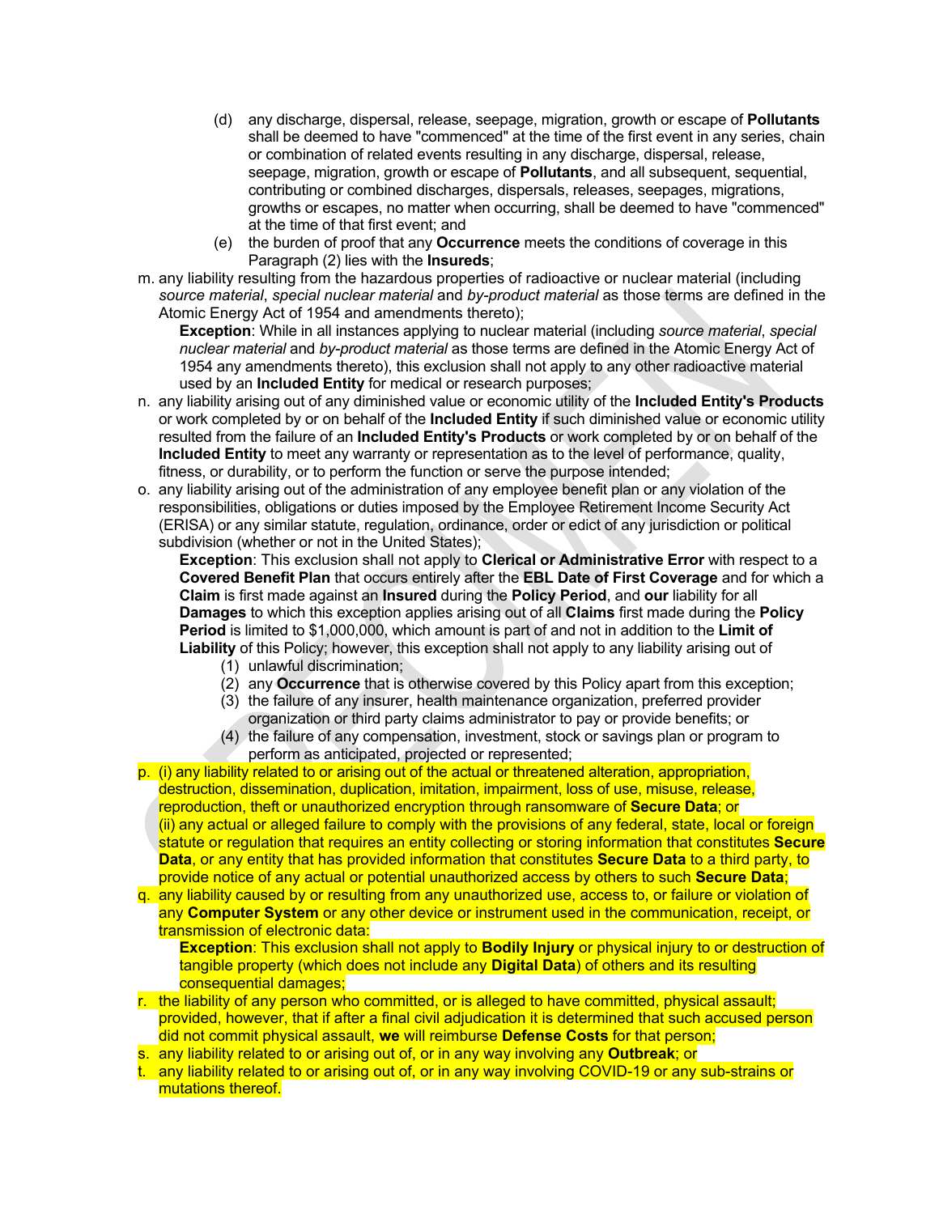(d) any discharge, dispersal, release, seepage, migration, growth or escape of **Pollutants** shall be deemed to have "commenced" at the time of the first event in any series, chain or combination of related events resulting in any discharge, dispersal, release, seepage, migration, growth or escape of **Pollutants**, and all subsequent, sequential, contributing or combined discharges, dispersals, releases, seepages, migrations, growths or escapes, no matter when occurring, shall be deemed to have "commenced" at the time of that first event; and

(e) the burden of proof that any **Occurrence** meets the conditions of coverage in this Paragraph (2) lies with the **Insureds**;

m. any liability resulting from the hazardous properties of radioactive or nuclear material (including *source material*, *special nuclear material* and *by-product material* as those terms are defined in the Atomic Energy Act of 1954 and amendments thereto);

**Exception**: While in all instances applying to nuclear material (including *source material*, *special nuclear material* and *by-product material* as those terms are defined in the Atomic Energy Act of 1954 any amendments thereto), this exclusion shall not apply to any other radioactive material used by an **Included Entity** for medical or research purposes;

n. any liability arising out of any diminished value or economic utility of the **Included Entity's Products** or work completed by or on behalf of the **Included Entity** if such diminished value or economic utility resulted from the failure of an **Included Entity's Products** or work completed by or on behalf of the **Included Entity** to meet any warranty or representation as to the level of performance, quality, fitness, or durability, or to perform the function or serve the purpose intended;

o. any liability arising out of the administration of any employee benefit plan or any violation of the responsibilities, obligations or duties imposed by the Employee Retirement Income Security Act (ERISA) or any similar statute, regulation, ordinance, order or edict of any jurisdiction or political subdivision (whether or not in the United States);

**Exception**: This exclusion shall not apply to **Clerical or Administrative Error** with respect to a **Covered Benefit Plan** that occurs entirely after the **EBL Date of First Coverage** and for which a **Claim** is first made against an **Insured** during the **Policy Period**, and **our** liability for all **Damages** to which this exception applies arising out of all **Claims** first made during the **Policy Period** is limited to $1,000,000, which amount is part of and not in addition to the **Limit of Liability** of this Policy; however, this exception shall not apply to any liability arising out of

(1) unlawful discrimination;

(2) any **Occurrence** that is otherwise covered by this Policy apart from this exception;

(3) the failure of any insurer, health maintenance organization, preferred provider organization or third party claims administrator to pay or provide benefits; or

(4) the failure of any compensation, investment, stock or savings plan or program to perform as anticipated, projected or represented;

p. (i) any liability related to or arising out of the actual or threatened alteration, appropriation, destruction, dissemination, duplication, imitation, impairment, loss of use, misuse, release, reproduction, theft or unauthorized encryption through ransomware of **Secure Data**; or
(ii) any actual or alleged failure to comply with the provisions of any federal, state, local or foreign statute or regulation that requires an entity collecting or storing information that constitutes **Secure Data**, or any entity that has provided information that constitutes **Secure Data** to a third party, to provide notice of any actual or potential unauthorized access by others to such **Secure Data**;

q. any liability caused by or resulting from any unauthorized use, access to, or failure or violation of any **Computer System** or any other device or instrument used in the communication, receipt, or transmission of electronic data:

**Exception**: This exclusion shall not apply to **Bodily Injury** or physical injury to or destruction of tangible property (which does not include any **Digital Data**) of others and its resulting consequential damages;

r. the liability of any person who committed, or is alleged to have committed, physical assault; provided, however, that if after a final civil adjudication it is determined that such accused person did not commit physical assault, **we** will reimburse **Defense Costs** for that person;

s. any liability related to or arising out of, or in any way involving any **Outbreak**; or

t. any liability related to or arising out of, or in any way involving COVID-19 or any sub-strains or mutations thereof.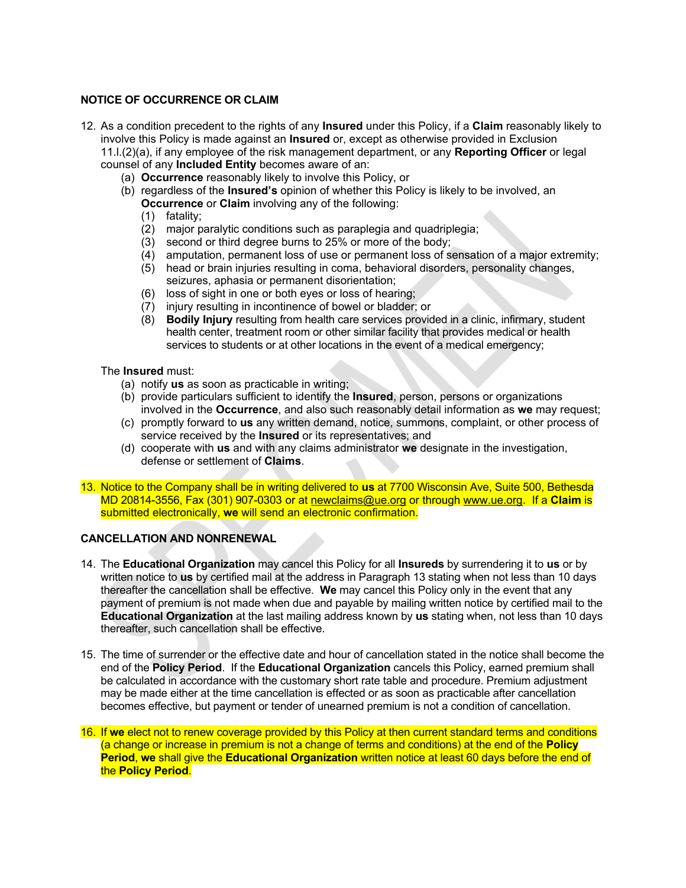## NOTICE OF OCCURRENCE OR CLAIM

12. As a condition precedent to the rights of any **Insured** under this Policy, if a **Claim** reasonably likely to involve this Policy is made against an **Insured** or, except as otherwise provided in Exclusion 11.l.(2)(a), if any employee of the risk management department, or any **Reporting Officer** or legal counsel of any **Included Entity** becomes aware of an:
    - (a) **Occurrence** reasonably likely to involve this Policy, or
    - (b) regardless of the **Insured's** opinion of whether this Policy is likely to be involved, an **Occurrence** or **Claim** involving any of the following:
        - (1) fatality;
        - (2) major paralytic conditions such as paraplegia and quadriplegia;
        - (3) second or third degree burns to 25% or more of the body;
        - (4) amputation, permanent loss of use or permanent loss of sensation of a major extremity;
        - (5) head or brain injuries resulting in coma, behavioral disorders, personality changes, seizures, aphasia or permanent disorientation;
        - (6) loss of sight in one or both eyes or loss of hearing;
        - (7) injury resulting in incontinence of bowel or bladder; or
        - (8) **Bodily Injury** resulting from health care services provided in a clinic, infirmary, student health center, treatment room or other similar facility that provides medical or health services to students or at other locations in the event of a medical emergency;

    The **Insured** must:
    - (a) notify **us** as soon as practicable in writing;
    - (b) provide particulars sufficient to identify the **Insured**, person, persons or organizations involved in the **Occurrence**, and also such reasonably detail information as **we** may request;
    - (c) promptly forward to **us** any written demand, notice, summons, complaint, or other process of service received by the **Insured** or its representatives; and
    - (d) cooperate with **us** and with any claims administrator **we** designate in the investigation, defense or settlement of **Claims**.

13. Notice to the Company shall be in writing delivered to **us** at 7700 Wisconsin Ave, Suite 500, Bethesda MD 20814-3556, Fax (301) 907-0303 or at newclaims@ue.org or through www.ue.org. If a **Claim** is submitted electronically, **we** will send an electronic confirmation.

## CANCELLATION AND NONRENEWAL

14. The **Educational Organization** may cancel this Policy for all **Insureds** by surrendering it to **us** or by written notice to **us** by certified mail at the address in Paragraph 13 stating when not less than 10 days thereafter the cancellation shall be effective. **We** may cancel this Policy only in the event that any payment of premium is not made when due and payable by mailing written notice by certified mail to the **Educational Organization** at the last mailing address known by **us** stating when, not less than 10 days thereafter, such cancellation shall be effective.

15. The time of surrender or the effective date and hour of cancellation stated in the notice shall become the end of the **Policy Period**. If the **Educational Organization** cancels this Policy, earned premium shall be calculated in accordance with the customary short rate table and procedure. Premium adjustment may be made either at the time cancellation is effected or as soon as practicable after cancellation becomes effective, but payment or tender of unearned premium is not a condition of cancellation.

16. If **we** elect not to renew coverage provided by this Policy at then current standard terms and conditions (a change or increase in premium is not a change of terms and conditions) at the end of the **Policy Period**, **we** shall give the **Educational Organization** written notice at least 60 days before the end of the **Policy Period**.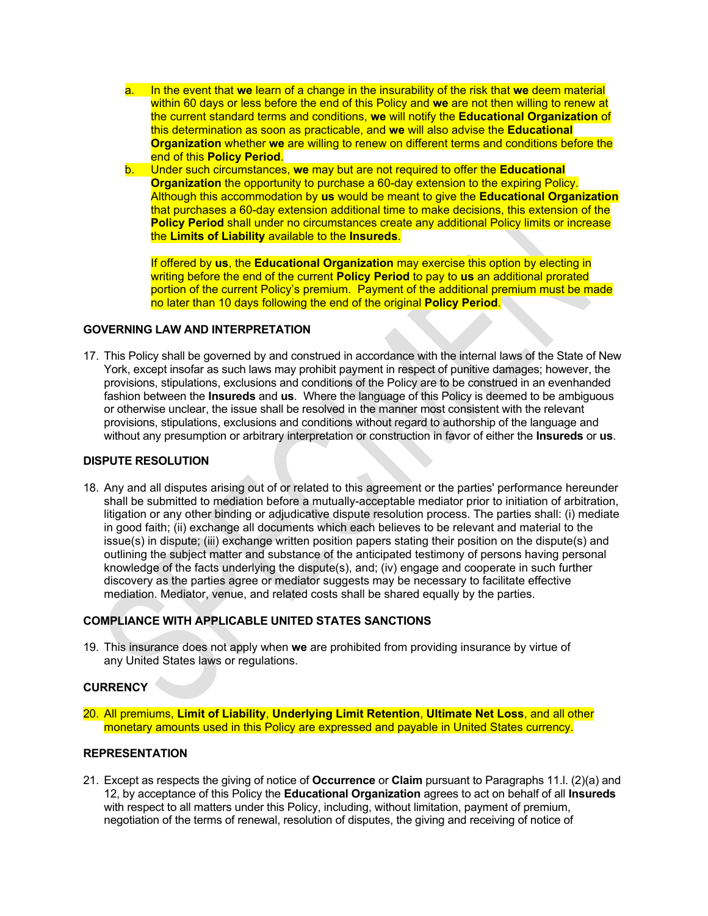a. In the event that **we** learn of a change in the insurability of the risk that **we** deem material within 60 days or less before the end of this Policy and **we** are not then willing to renew at the current standard terms and conditions, **we** will notify the **Educational Organization** of this determination as soon as practicable, and **we** will also advise the **Educational Organization** whether **we** are willing to renew on different terms and conditions before the end of this **Policy Period**.

b. Under such circumstances, **we** may but are not required to offer the **Educational Organization** the opportunity to purchase a 60-day extension to the expiring Policy. Although this accommodation by **us** would be meant to give the **Educational Organization** that purchases a 60-day extension additional time to make decisions, this extension of the **Policy Period** shall under no circumstances create any additional Policy limits or increase the **Limits of Liability** available to the **Insureds**.

   If offered by **us**, the **Educational Organization** may exercise this option by electing in writing before the end of the current **Policy Period** to pay to **us** an additional prorated portion of the current Policy's premium. Payment of the additional premium must be made no later than 10 days following the end of the original **Policy Period**.

## GOVERNING LAW AND INTERPRETATION

17. This Policy shall be governed by and construed in accordance with the internal laws of the State of New York, except insofar as such laws may prohibit payment in respect of punitive damages; however, the provisions, stipulations, exclusions and conditions of the Policy are to be construed in an evenhanded fashion between the **Insureds** and **us**. Where the language of this Policy is deemed to be ambiguous or otherwise unclear, the issue shall be resolved in the manner most consistent with the relevant provisions, stipulations, exclusions and conditions without regard to authorship of the language and without any presumption or arbitrary interpretation or construction in favor of either the **Insureds** or **us**.

## DISPUTE RESOLUTION

18. Any and all disputes arising out of or related to this agreement or the parties' performance hereunder shall be submitted to mediation before a mutually-acceptable mediator prior to initiation of arbitration, litigation or any other binding or adjudicative dispute resolution process. The parties shall: (i) mediate in good faith; (ii) exchange all documents which each believes to be relevant and material to the issue(s) in dispute; (iii) exchange written position papers stating their position on the dispute(s) and outlining the subject matter and substance of the anticipated testimony of persons having personal knowledge of the facts underlying the dispute(s), and; (iv) engage and cooperate in such further discovery as the parties agree or mediator suggests may be necessary to facilitate effective mediation. Mediator, venue, and related costs shall be shared equally by the parties.

## COMPLIANCE WITH APPLICABLE UNITED STATES SANCTIONS

19. This insurance does not apply when **we** are prohibited from providing insurance by virtue of any United States laws or regulations.

## CURRENCY

20. All premiums, **Limit of Liability**, **Underlying Limit Retention**, **Ultimate Net Loss**, and all other monetary amounts used in this Policy are expressed and payable in United States currency.

## REPRESENTATION

21. Except as respects the giving of notice of **Occurrence** or **Claim** pursuant to Paragraphs 11.l. (2)(a) and 12, by acceptance of this Policy the **Educational Organization** agrees to act on behalf of all **Insureds** with respect to all matters under this Policy, including, without limitation, payment of premium, negotiation of the terms of renewal, resolution of disputes, the giving and receiving of notice of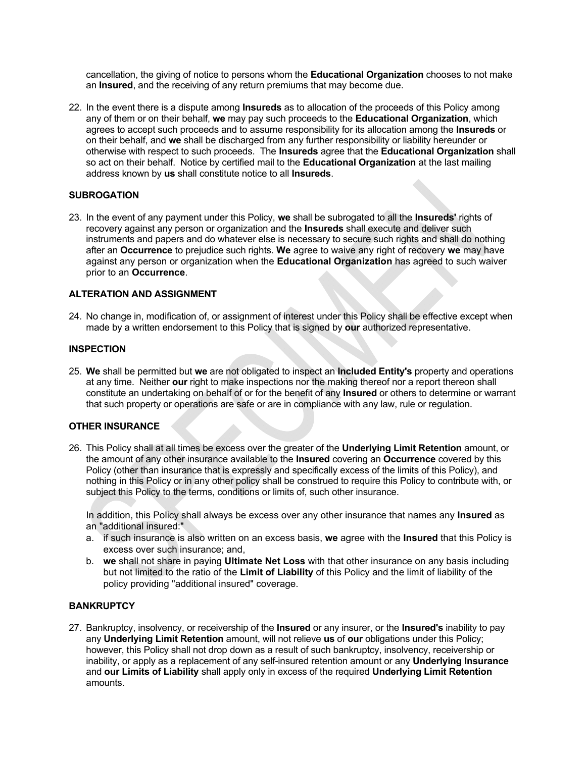cancellation, the giving of notice to persons whom the **Educational Organization** chooses to not make an **Insured**, and the receiving of any return premiums that may become due.

22. In the event there is a dispute among **Insureds** as to allocation of the proceeds of this Policy among any of them or on their behalf, **we** may pay such proceeds to the **Educational Organization**, which agrees to accept such proceeds and to assume responsibility for its allocation among the **Insureds** or on their behalf, and **we** shall be discharged from any further responsibility or liability hereunder or otherwise with respect to such proceeds. The **Insureds** agree that the **Educational Organization** shall so act on their behalf. Notice by certified mail to the **Educational Organization** at the last mailing address known by **us** shall constitute notice to all **Insureds**.

**SUBROGATION**

23. In the event of any payment under this Policy, **we** shall be subrogated to all the **Insureds'** rights of recovery against any person or organization and the **Insureds** shall execute and deliver such instruments and papers and do whatever else is necessary to secure such rights and shall do nothing after an **Occurrence** to prejudice such rights. **We** agree to waive any right of recovery **we** may have against any person or organization when the **Educational Organization** has agreed to such waiver prior to an **Occurrence**.

**ALTERATION AND ASSIGNMENT**

24. No change in, modification of, or assignment of interest under this Policy shall be effective except when made by a written endorsement to this Policy that is signed by **our** authorized representative.

**INSPECTION**

25. **We** shall be permitted but **we** are not obligated to inspect an **Included Entity's** property and operations at any time. Neither **our** right to make inspections nor the making thereof nor a report thereon shall constitute an undertaking on behalf of or for the benefit of any **Insured** or others to determine or warrant that such property or operations are safe or are in compliance with any law, rule or regulation.

**OTHER INSURANCE**

26. This Policy shall at all times be excess over the greater of the **Underlying Limit Retention** amount, or the amount of any other insurance available to the **Insured** covering an **Occurrence** covered by this Policy (other than insurance that is expressly and specifically excess of the limits of this Policy), and nothing in this Policy or in any other policy shall be construed to require this Policy to contribute with, or subject this Policy to the terms, conditions or limits of, such other insurance.

    In addition, this Policy shall always be excess over any other insurance that names any **Insured** as an "additional insured:"

    a. if such insurance is also written on an excess basis, **we** agree with the **Insured** that this Policy is excess over such insurance; and,
    b. **we** shall not share in paying **Ultimate Net Loss** with that other insurance on any basis including but not limited to the ratio of the **Limit of Liability** of this Policy and the limit of liability of the policy providing "additional insured" coverage.

**BANKRUPTCY**

27. Bankruptcy, insolvency, or receivership of the **Insured** or any insurer, or the **Insured's** inability to pay any **Underlying Limit Retention** amount, will not relieve **us** of **our** obligations under this Policy; however, this Policy shall not drop down as a result of such bankruptcy, insolvency, receivership or inability, or apply as a replacement of any self-insured retention amount or any **Underlying Insurance** and **our Limits of Liability** shall apply only in excess of the required **Underlying Limit Retention** amounts.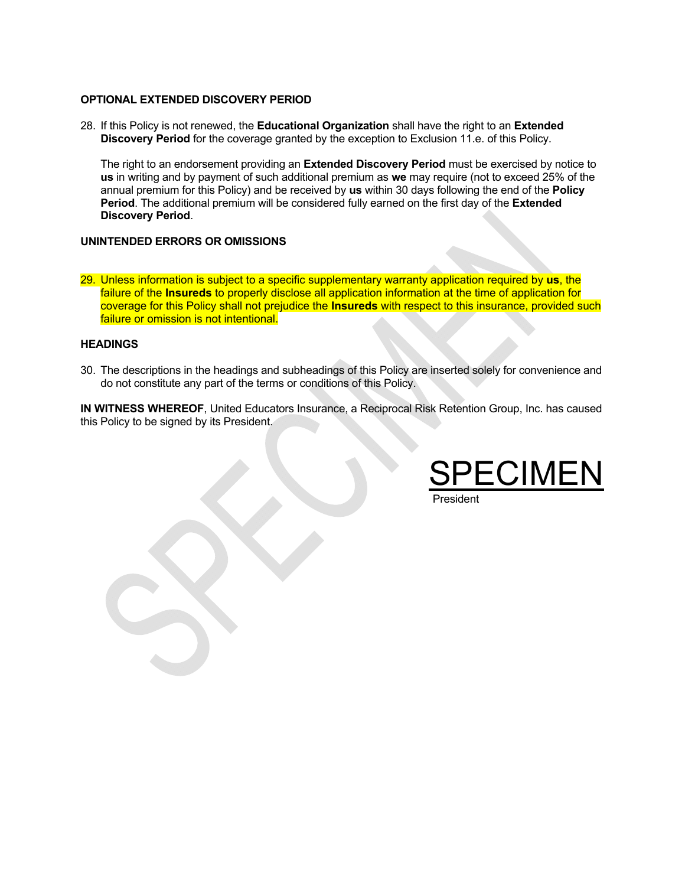**OPTIONAL EXTENDED DISCOVERY PERIOD**

28. If this Policy is not renewed, the **Educational Organization** shall have the right to an **Extended Discovery Period** for the coverage granted by the exception to Exclusion 11.e. of this Policy.

    The right to an endorsement providing an **Extended Discovery Period** must be exercised by notice to **us** in writing and by payment of such additional premium as **we** may require (not to exceed 25% of the annual premium for this Policy) and be received by **us** within 30 days following the end of the **Policy Period**. The additional premium will be considered fully earned on the first day of the **Extended Discovery Period**.

**UNINTENDED ERRORS OR OMISSIONS**

29. Unless information is subject to a specific supplementary warranty application required by **us**, the failure of the **Insureds** to properly disclose all application information at the time of application for coverage for this Policy shall not prejudice the **Insureds** with respect to this insurance, provided such failure or omission is not intentional.

**HEADINGS**

30. The descriptions in the headings and subheadings of this Policy are inserted solely for convenience and do not constitute any part of the terms or conditions of this Policy.

**IN WITNESS WHEREOF**, United Educators Insurance, a Reciprocal Risk Retention Group, Inc. has caused this Policy to be signed by its President.

SPECIMEN

President